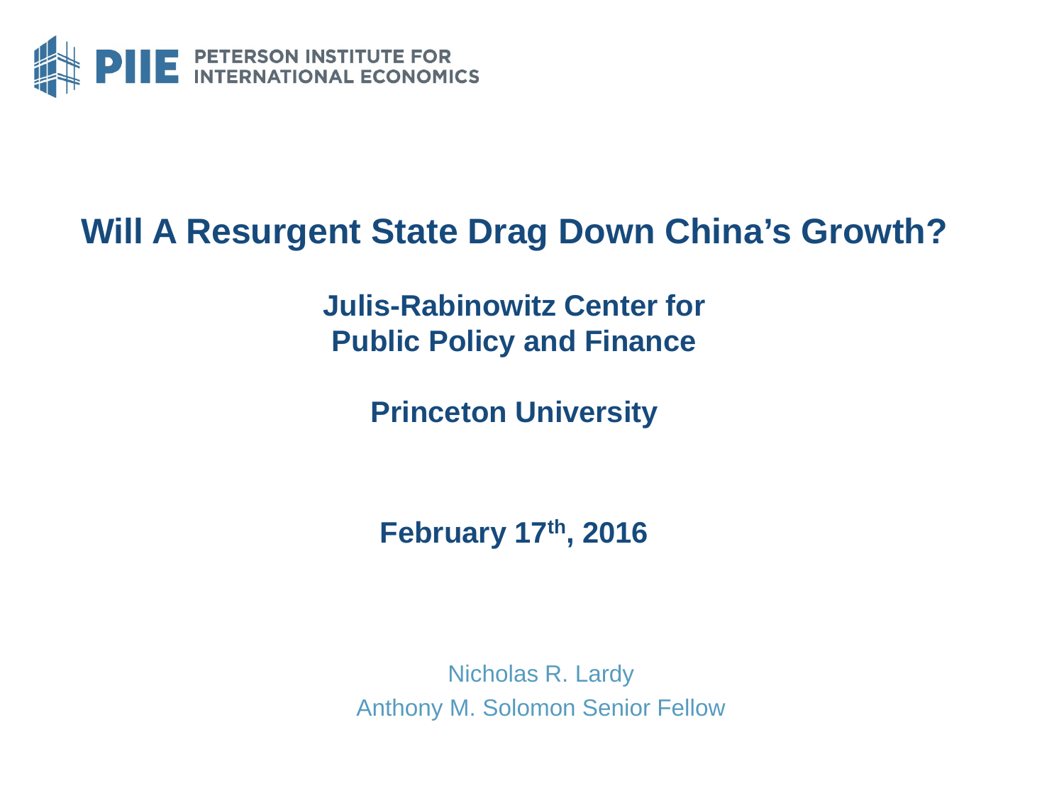PIIE PETERSON INSTITUTE FOR INTERNATIONAL ECONOMICS

# Will A Resurgent State Drag Down China's Growth?

**Julis-Rabinowitz Center for Public Policy and Finance**

**Princeton University**

**February 17th, 2016**

Nicholas R. Lardy

Anthony M. Solomon Senior Fellow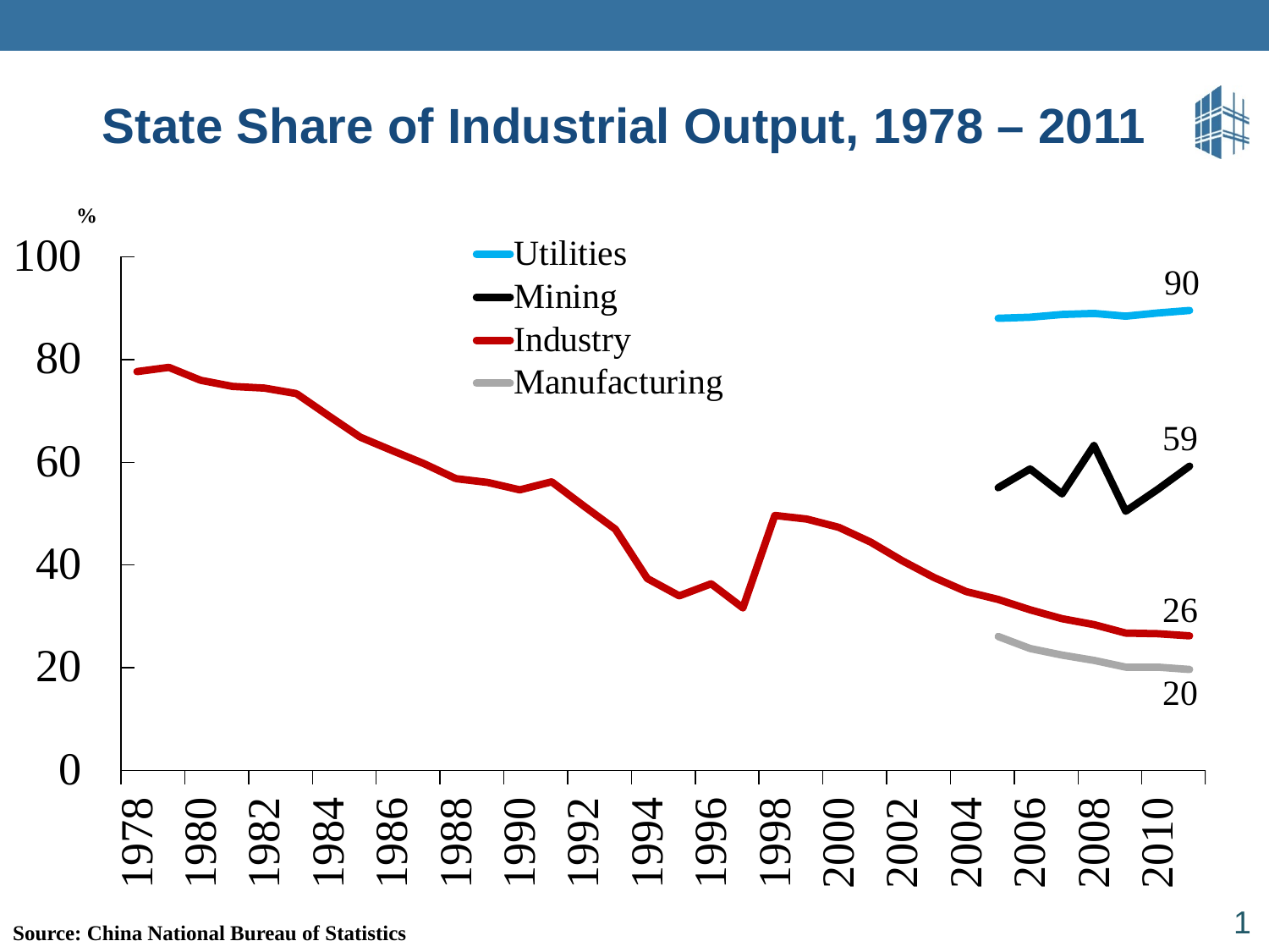# State Share of Industrial Output, 1978 – 2011

%

- Utilities
- Mining
- Industry
- Manufacturing

90

59

26

20

100
80
60
40
20
0

1978 1980 1982 1984 1986 1988 1990 1992 1994 1996 1998 2000 2002 2004 2006 2008 2010

**Source: China National Bureau of Statistics**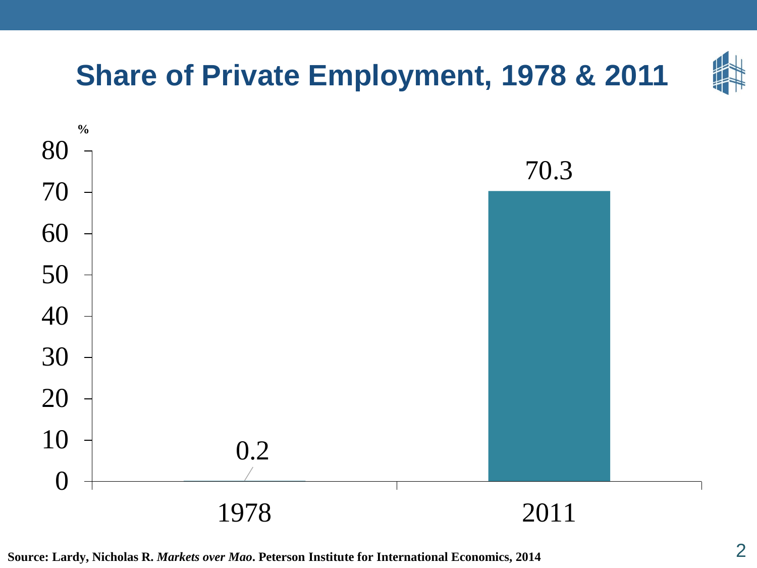# Share of Private Employment, 1978 & 2011

| Year | % |
|---|---|
| 1978 | 0.2 |
| 2011 | 70.3 |

**Source: Lardy, Nicholas R. *Markets over Mao*. Peterson Institute for International Economics, 2014**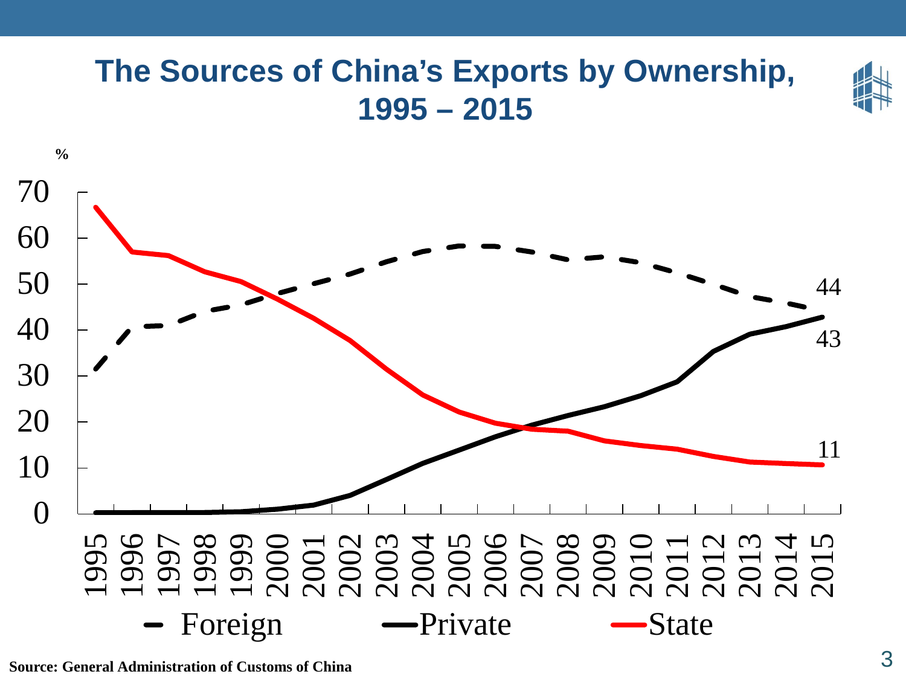# The Sources of China's Exports by Ownership, 1995 – 2015

Source: General Administration of Customs of China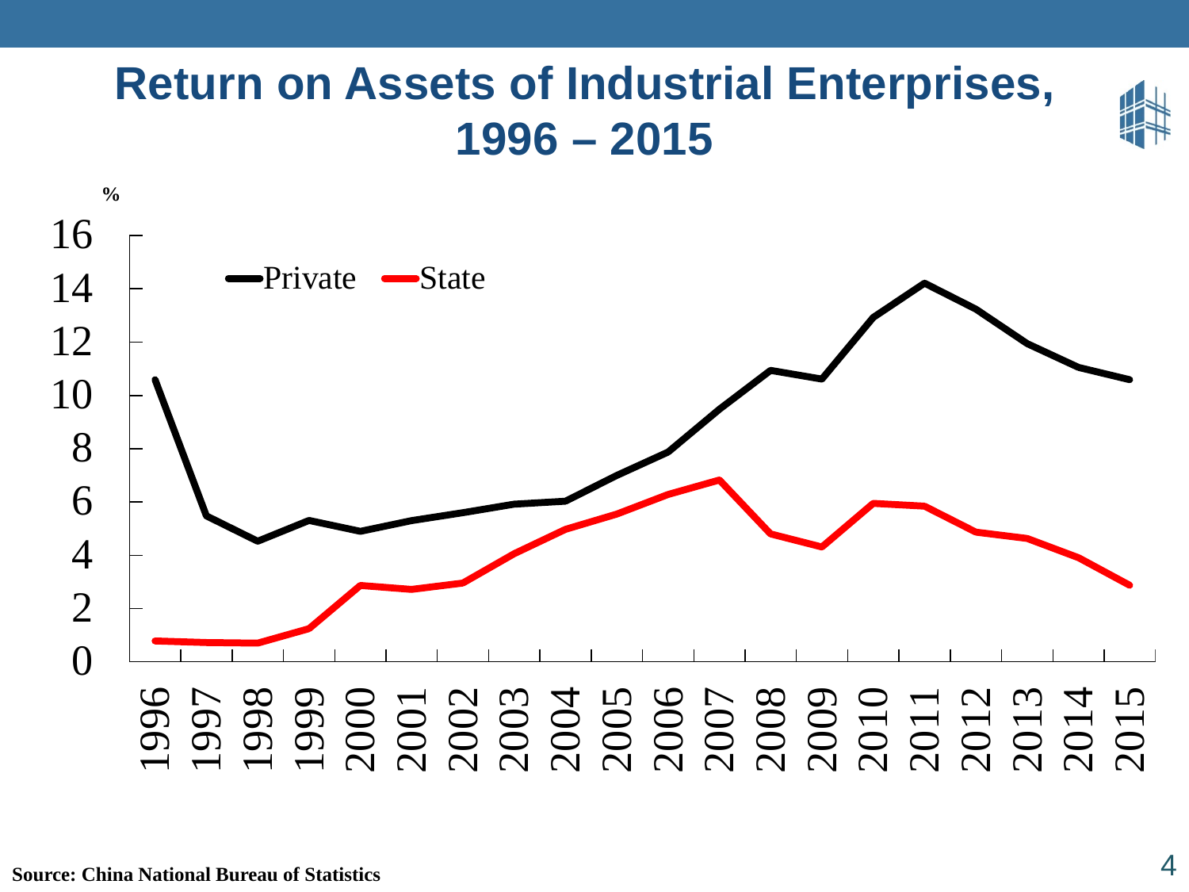# Return on Assets of Industrial Enterprises, 1996 – 2015

%

Private State

Source: China National Bureau of Statistics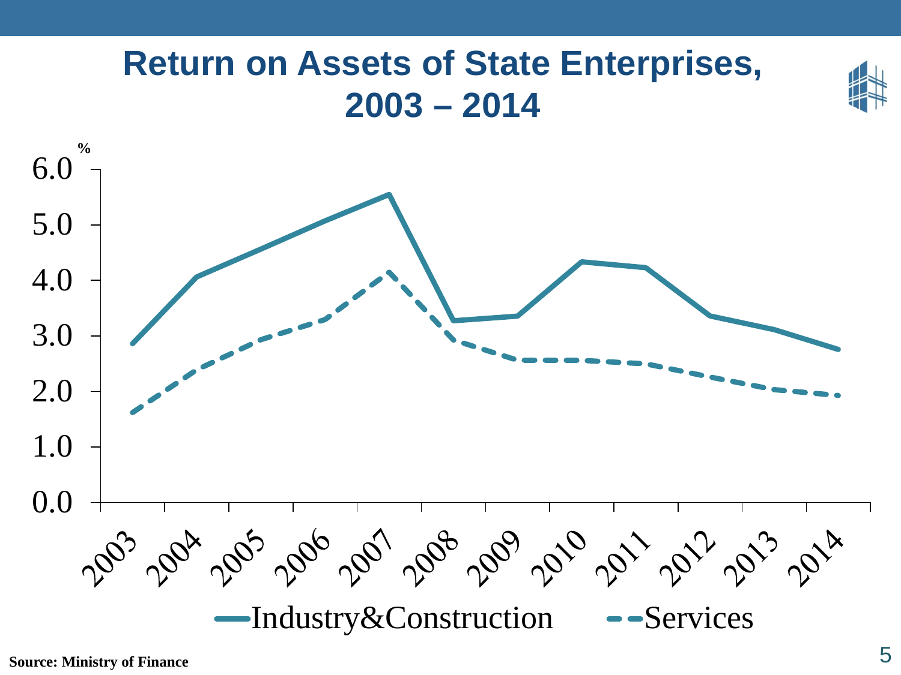# Return on Assets of State Enterprises, 2003 – 2014

%

6.0
5.0
4.0
3.0
2.0
1.0
0.0

2003 2004 2005 2006 2007 2008 2009 2010 2011 2012 2013 2014

Industry&Construction   Services

**Source: Ministry of Finance**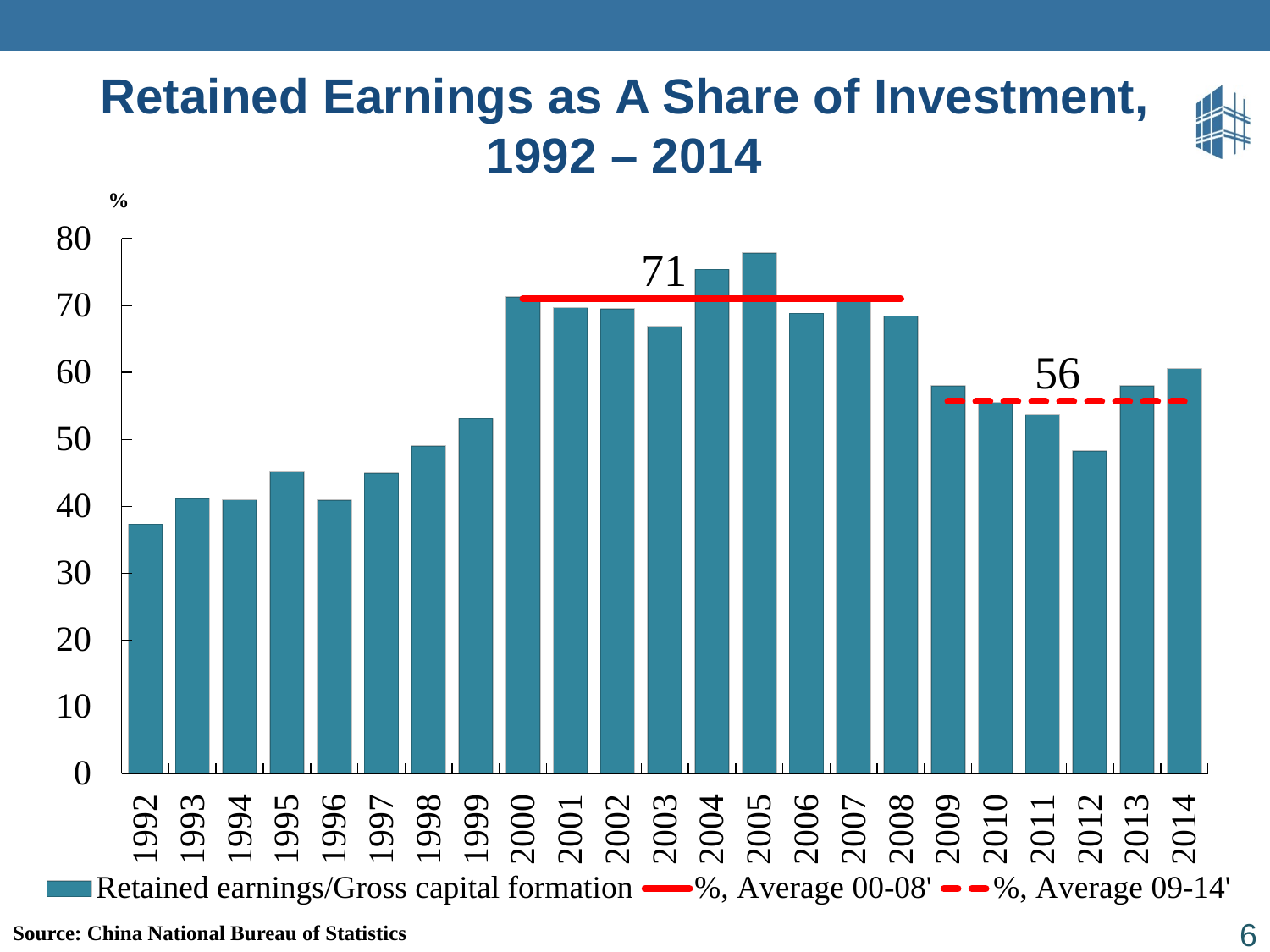# Retained Earnings as A Share of Investment, 1992 – 2014

%

| Year | Retained earnings/Gross capital formation (%) |
|---|---|
| 1992 | 37 |
| 1993 | 41 |
| 1994 | 41 |
| 1995 | 45 |
| 1996 | 41 |
| 1997 | 45 |
| 1998 | 49 |
| 1999 | 53 |
| 2000 | 71 |
| 2001 | 70 |
| 2002 | 70 |
| 2003 | 67 |
| 2004 | 75 |
| 2005 | 78 |
| 2006 | 69 |
| 2007 | 71 |
| 2008 | 68 |
| 2009 | 58 |
| 2010 | 56 |
| 2011 | 54 |
| 2012 | 48 |
| 2013 | 58 |
| 2014 | 61 |

71 — %, Average 00-08'

56 — %, Average 09-14'

Legend: Retained earnings/Gross capital formation; %, Average 00-08'; %, Average 09-14'

**Source: China National Bureau of Statistics**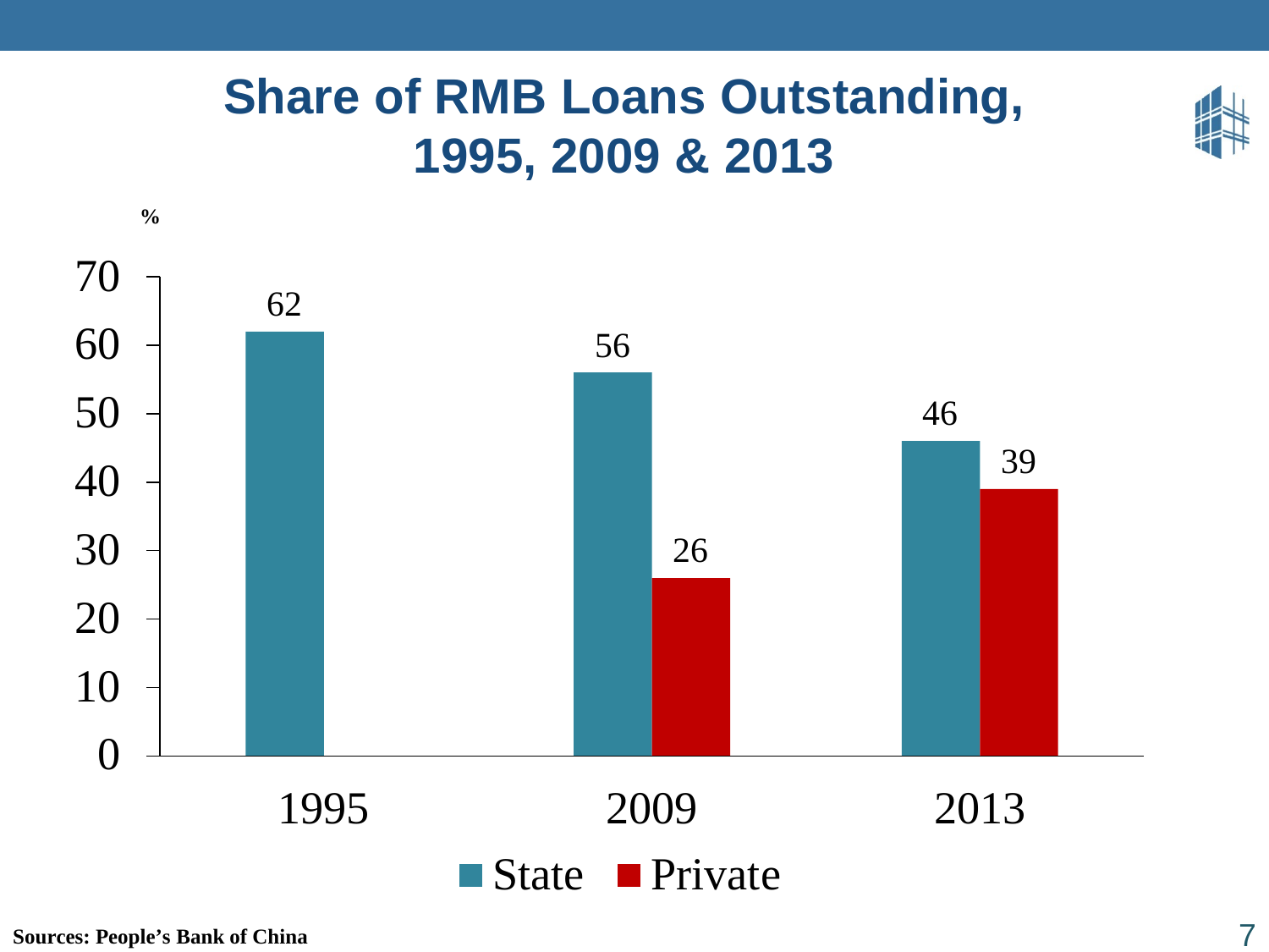# Share of RMB Loans Outstanding, 1995, 2009 & 2013

%

| | State | Private |
|---|---|---|
| 1995 | 62 | |
| 2009 | 56 | 26 |
| 2013 | 46 | 39 |

**Sources: People's Bank of China**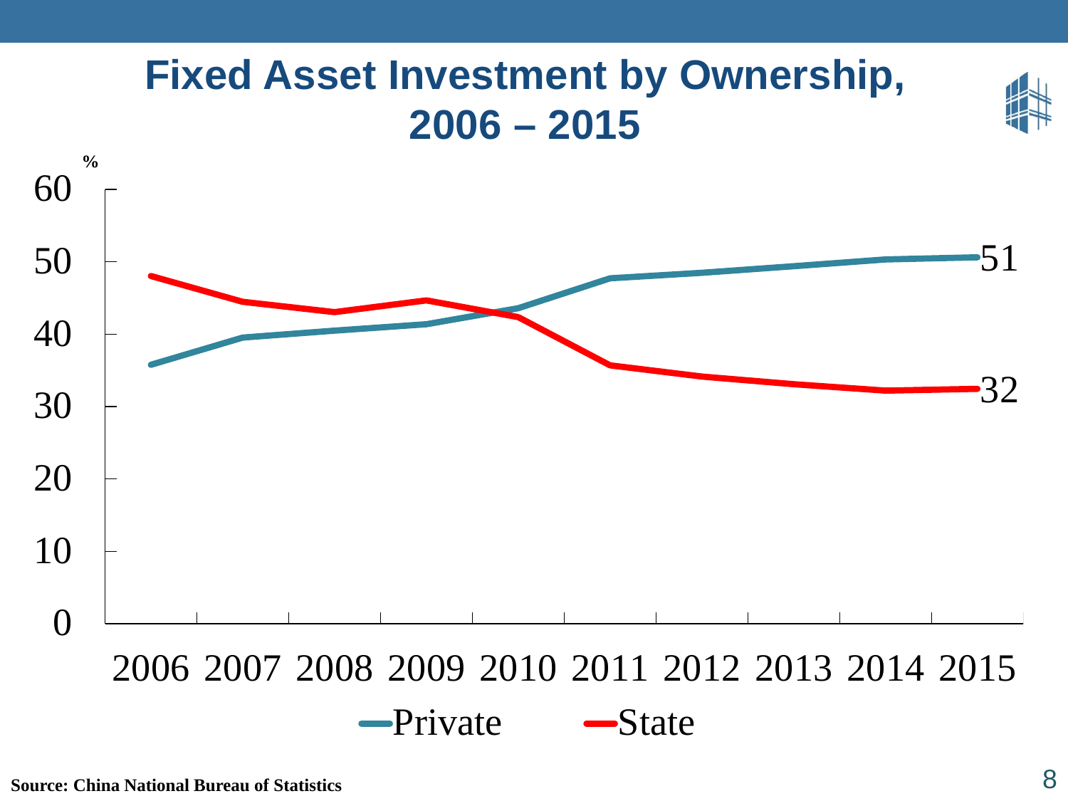# Fixed Asset Investment by Ownership, 2006 – 2015

%

60
50
40
30
20
10
0

2006 2007 2008 2009 2010 2011 2012 2013 2014 2015

51

32

Private State

**Source: China National Bureau of Statistics**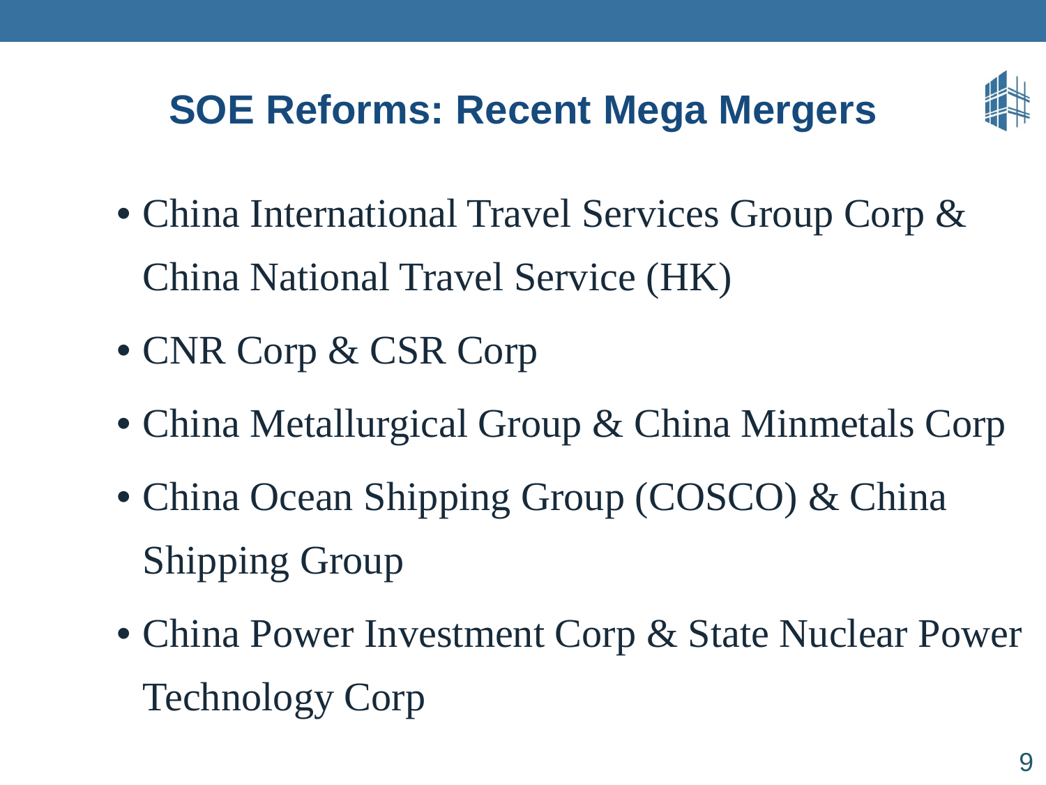# SOE Reforms: Recent Mega Mergers

- China International Travel Services Group Corp & China National Travel Service (HK)
- CNR Corp & CSR Corp
- China Metallurgical Group & China Minmetals Corp
- China Ocean Shipping Group (COSCO) & China Shipping Group
- China Power Investment Corp & State Nuclear Power Technology Corp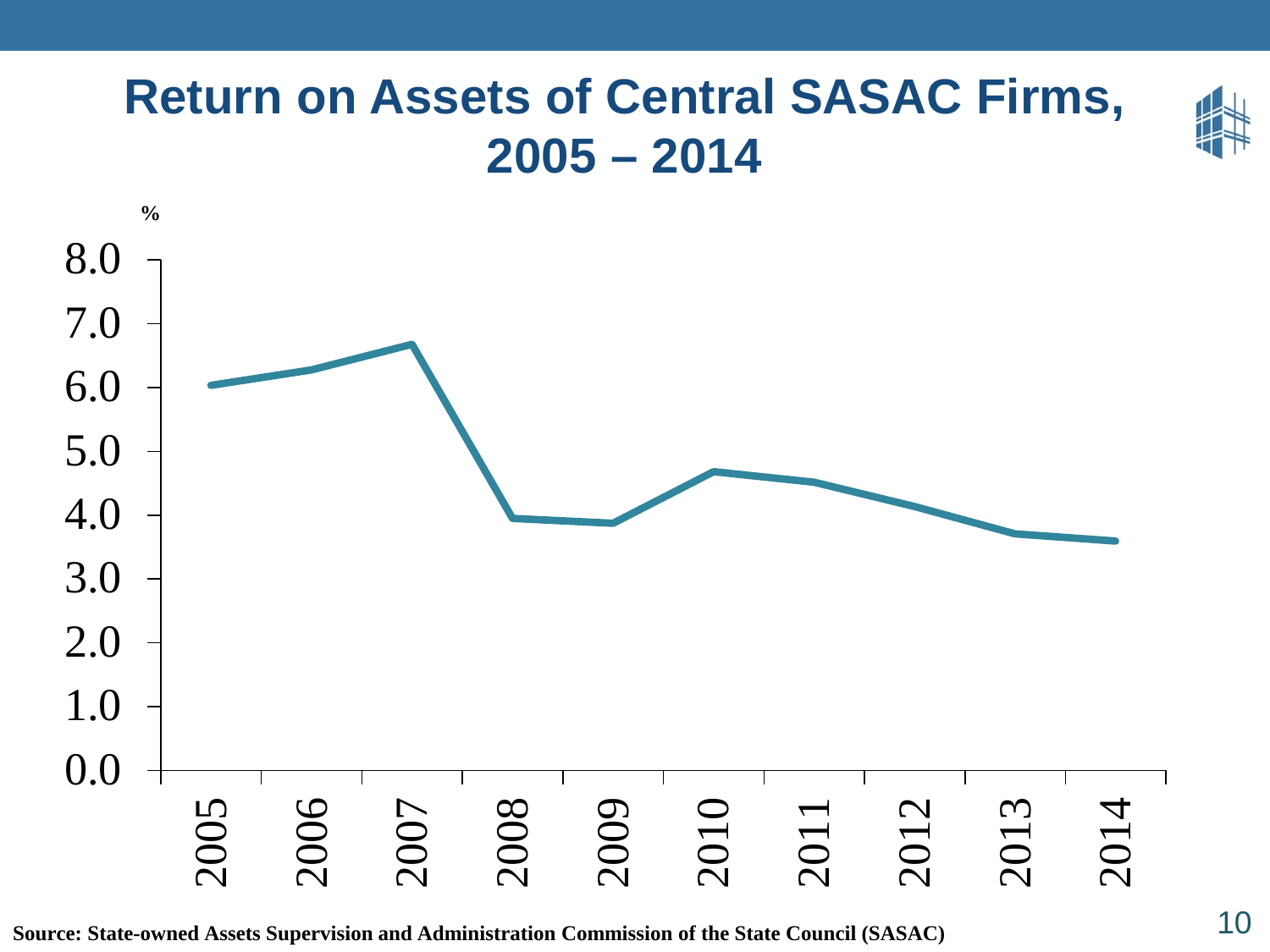# Return on Assets of Central SASAC Firms, 2005 – 2014

%

8.0
7.0
6.0
5.0
4.0
3.0
2.0
1.0
0.0

2005 2006 2007 2008 2009 2010 2011 2012 2013 2014

**Source: State-owned Assets Supervision and Administration Commission of the State Council (SASAC)**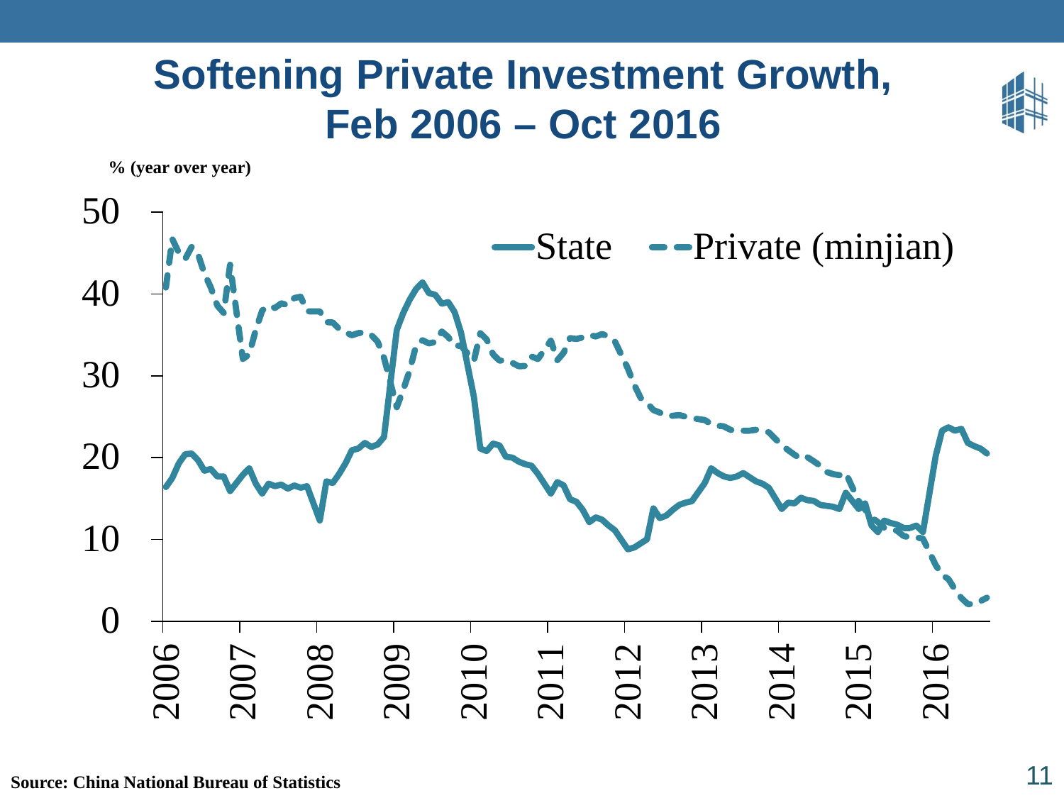# Softening Private Investment Growth, Feb 2006 – Oct 2016

% (year over year)

State — Private (minjian)

50
40
30
20
10
0

2006 2007 2008 2009 2010 2011 2012 2013 2014 2015 2016

**Source: China National Bureau of Statistics**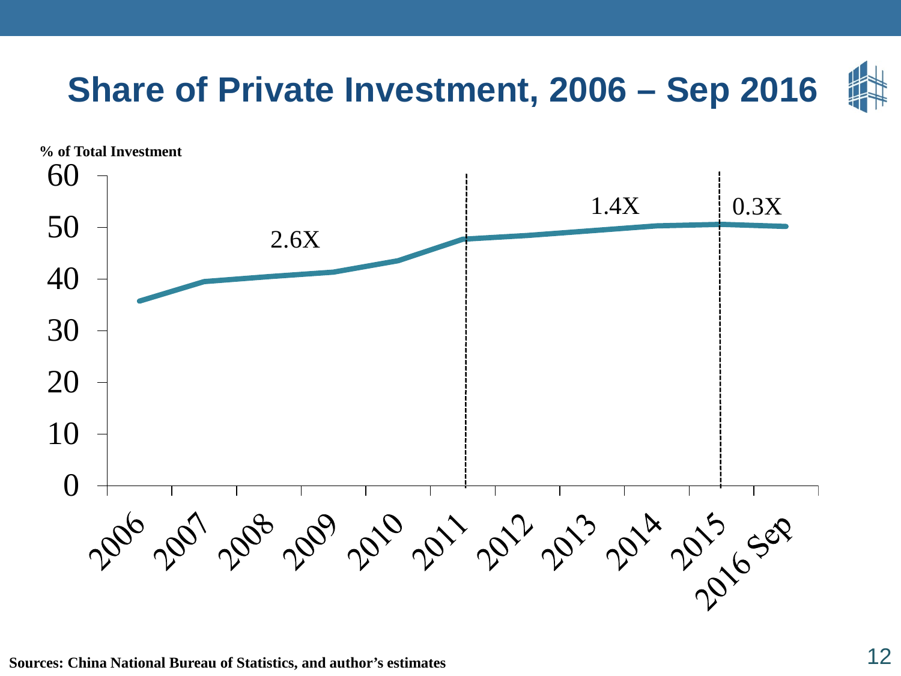# Share of Private Investment, 2006 – Sep 2016

% of Total Investment

| Period | Multiplier |
|---|---|
| 2006–2011 | 2.6X |
| 2011–2015 | 1.4X |
| 2015–2016 Sep | 0.3X |

Y-axis: 0, 10, 20, 30, 40, 50, 60

X-axis: 2006, 2007, 2008, 2009, 2010, 2011, 2012, 2013, 2014, 2015, 2016 Sep

Sources: China National Bureau of Statistics, and author's estimates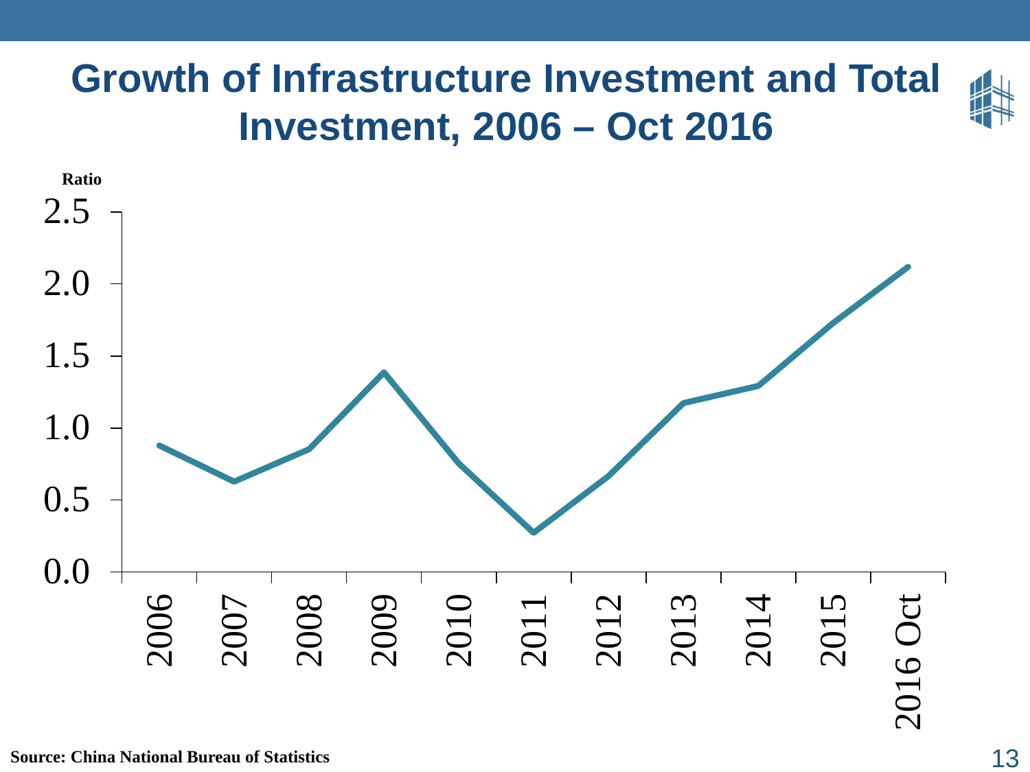# Growth of Infrastructure Investment and Total Investment, 2006 – Oct 2016

Ratio

2.5

2.0

1.5

1.0

0.5

0.0

2006 2007 2008 2009 2010 2011 2012 2013 2014 2015 2016 Oct

**Source: China National Bureau of Statistics**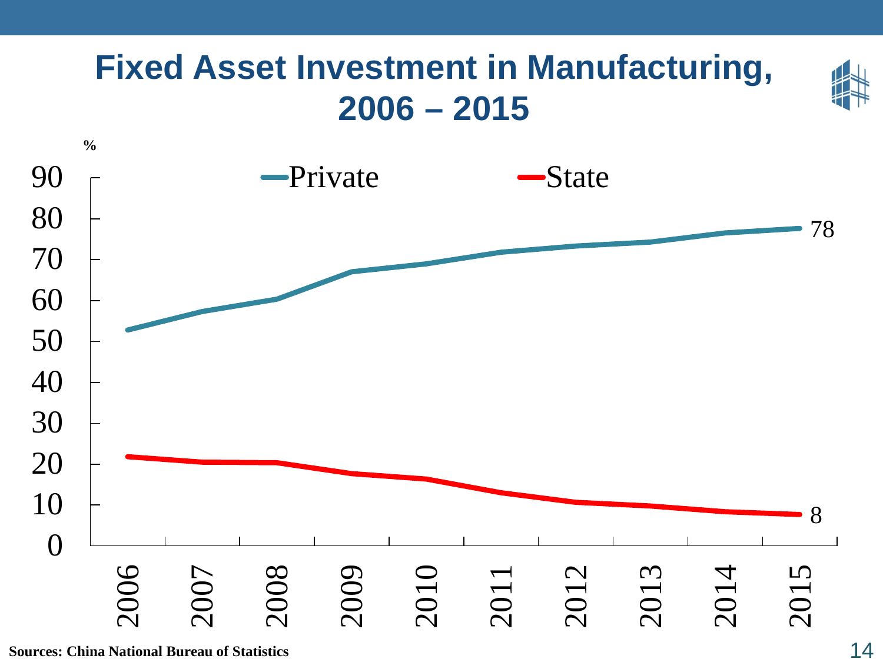# Fixed Asset Investment in Manufacturing, 2006 – 2015

%

| Year | Private | State |
|---|---|---|
| 2006 | | |
| 2007 | | |
| 2008 | | |
| 2009 | | |
| 2010 | | |
| 2011 | | |
| 2012 | | |
| 2013 | | |
| 2014 | | |
| 2015 | 78 | 8 |

**Sources: China National Bureau of Statistics**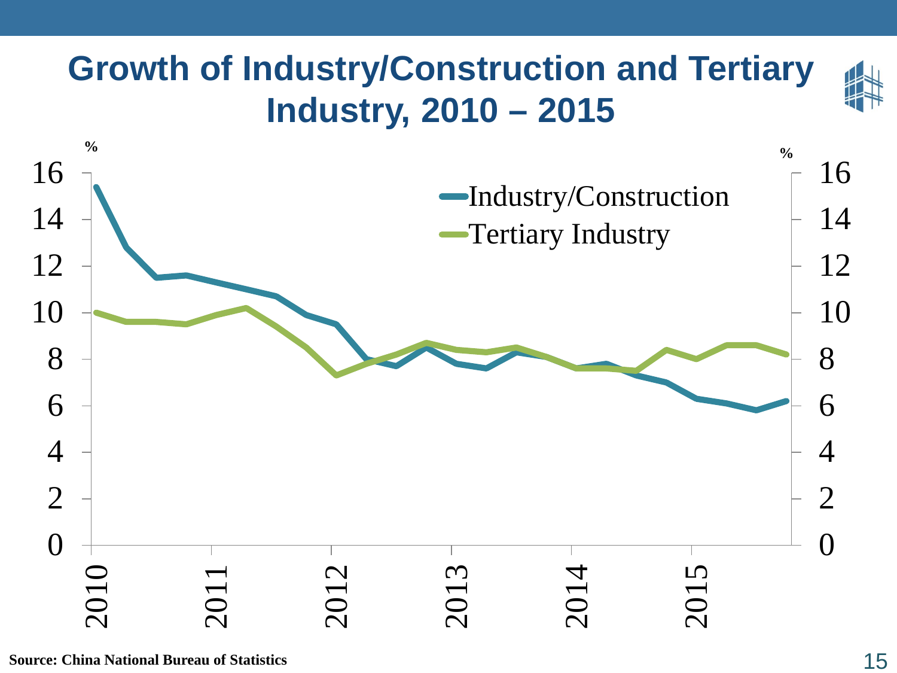# Growth of Industry/Construction and Tertiary Industry, 2010 – 2015

Source: China National Bureau of Statistics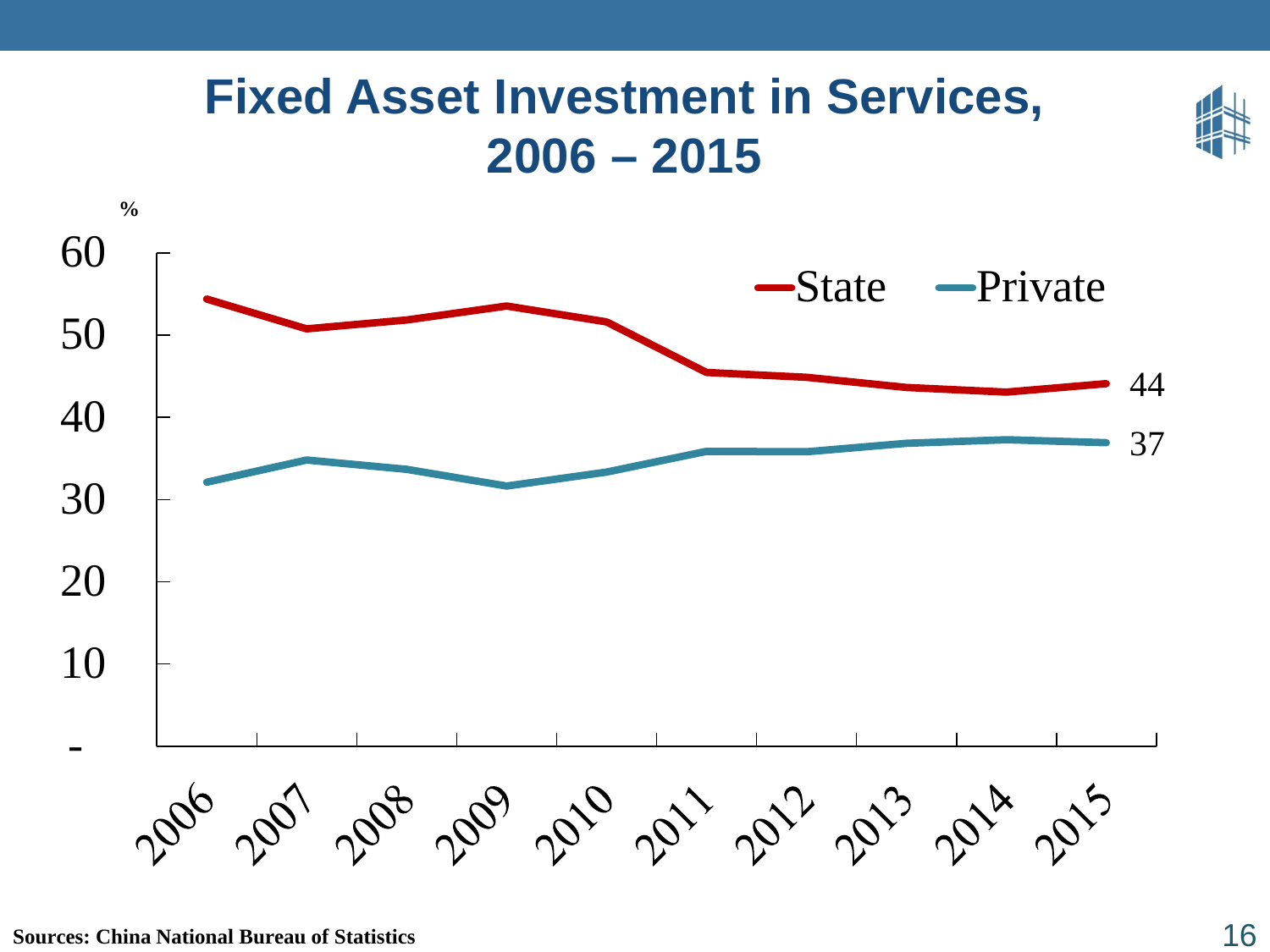# Fixed Asset Investment in Services, 2006 – 2015

%

| Year | State | Private |
|---|---|---|
| 2006 | | |
| 2007 | | |
| 2008 | | |
| 2009 | | |
| 2010 | | |
| 2011 | | |
| 2012 | | |
| 2013 | | |
| 2014 | | |
| 2015 | 44 | 37 |

**Sources: China National Bureau of Statistics**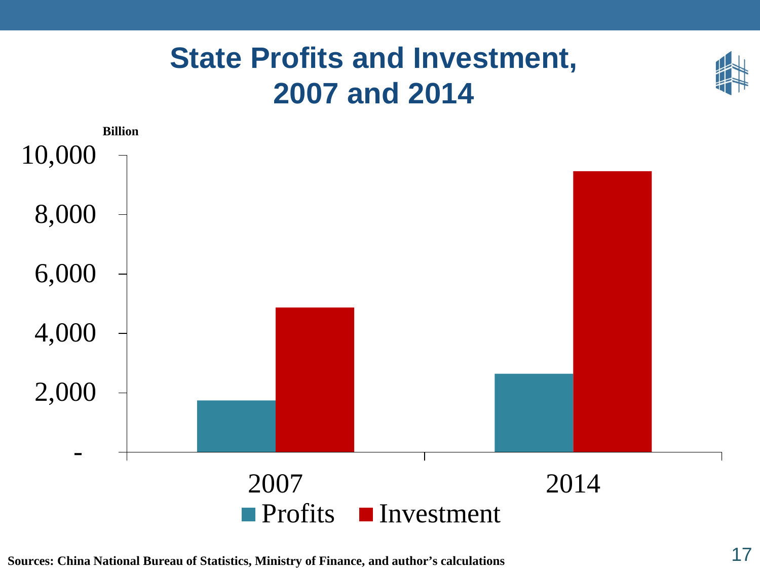# State Profits and Investment, 2007 and 2014

Billion

10,000
8,000
6,000
4,000
2,000
-

2007 2014

Profits Investment

Sources: China National Bureau of Statistics, Ministry of Finance, and author's calculations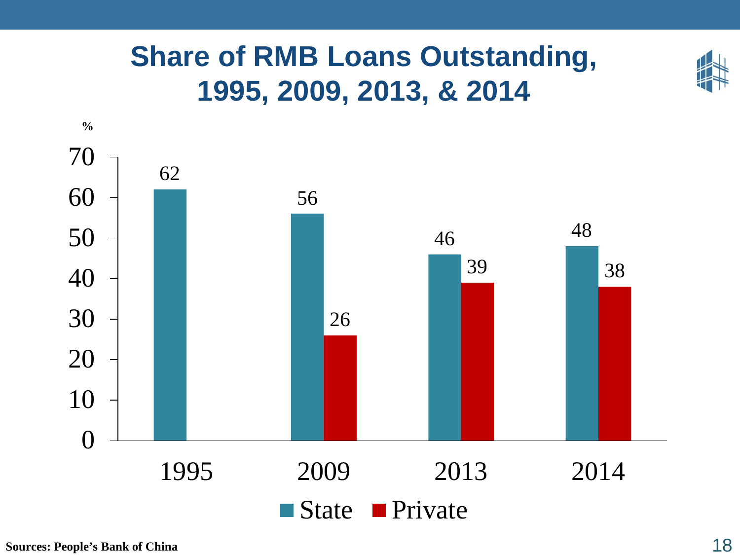# Share of RMB Loans Outstanding, 1995, 2009, 2013, & 2014

| Year | State (%) | Private (%) |
|---|---|---|
| 1995 | 62 | |
| 2009 | 56 | 26 |
| 2013 | 46 | 39 |
| 2014 | 48 | 38 |

Sources: People's Bank of China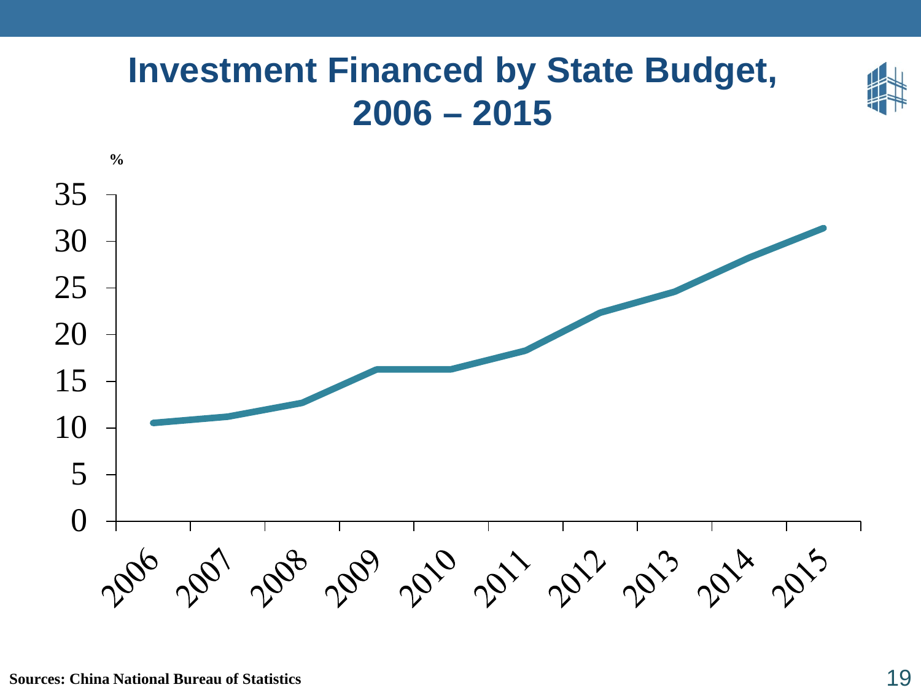# Investment Financed by State Budget, 2006 – 2015

%

| Year | % (approx.) |
| --- | --- |
| 2006 | 10.6 |
| 2007 | 11.2 |
| 2008 | 12.7 |
| 2009 | 16.3 |
| 2010 | 16.3 |
| 2011 | 18.3 |
| 2012 | 22.3 |
| 2013 | 24.6 |
| 2014 | 28.2 |
| 2015 | 31.4 |

Sources: China National Bureau of Statistics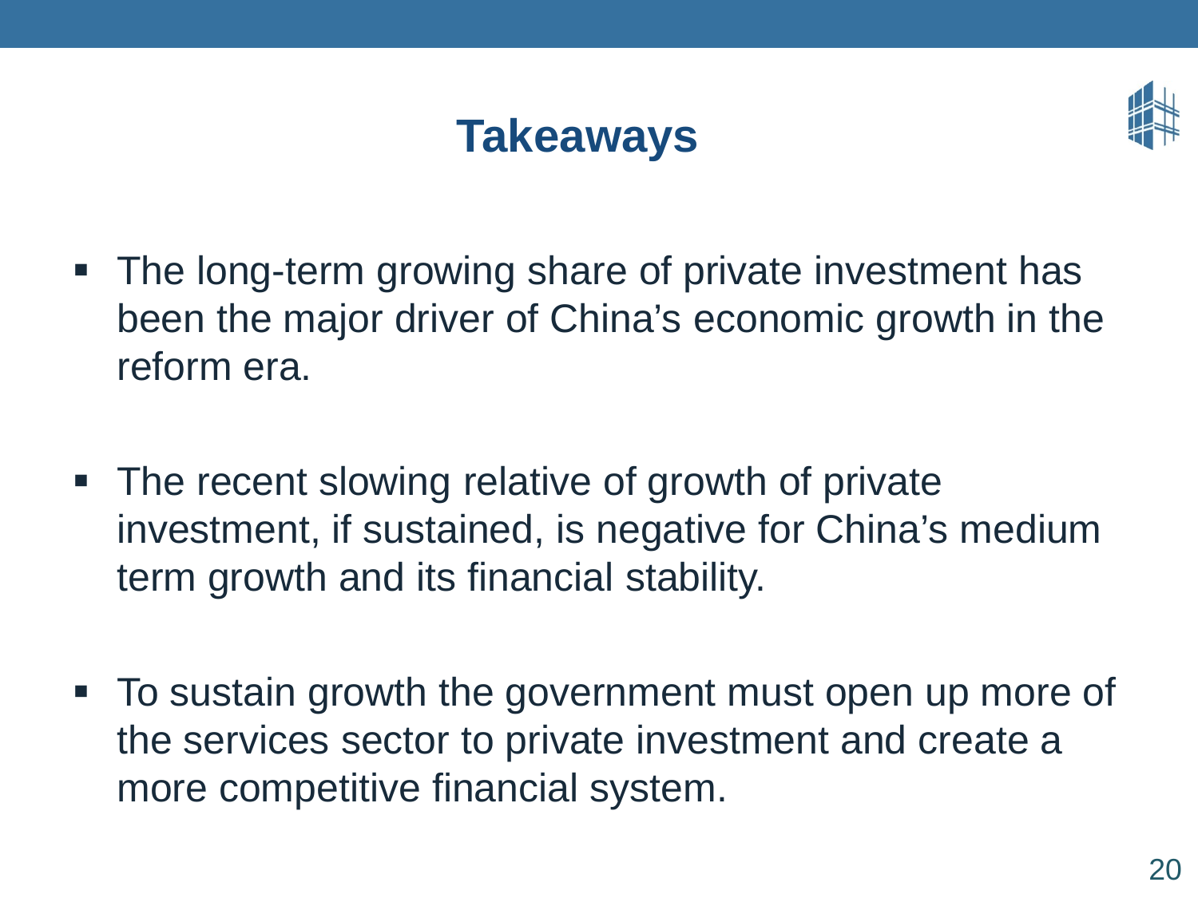# Takeaways

- The long-term growing share of private investment has been the major driver of China's economic growth in the reform era.
- The recent slowing relative of growth of private investment, if sustained, is negative for China's medium term growth and its financial stability.
- To sustain growth the government must open up more of the services sector to private investment and create a more competitive financial system.